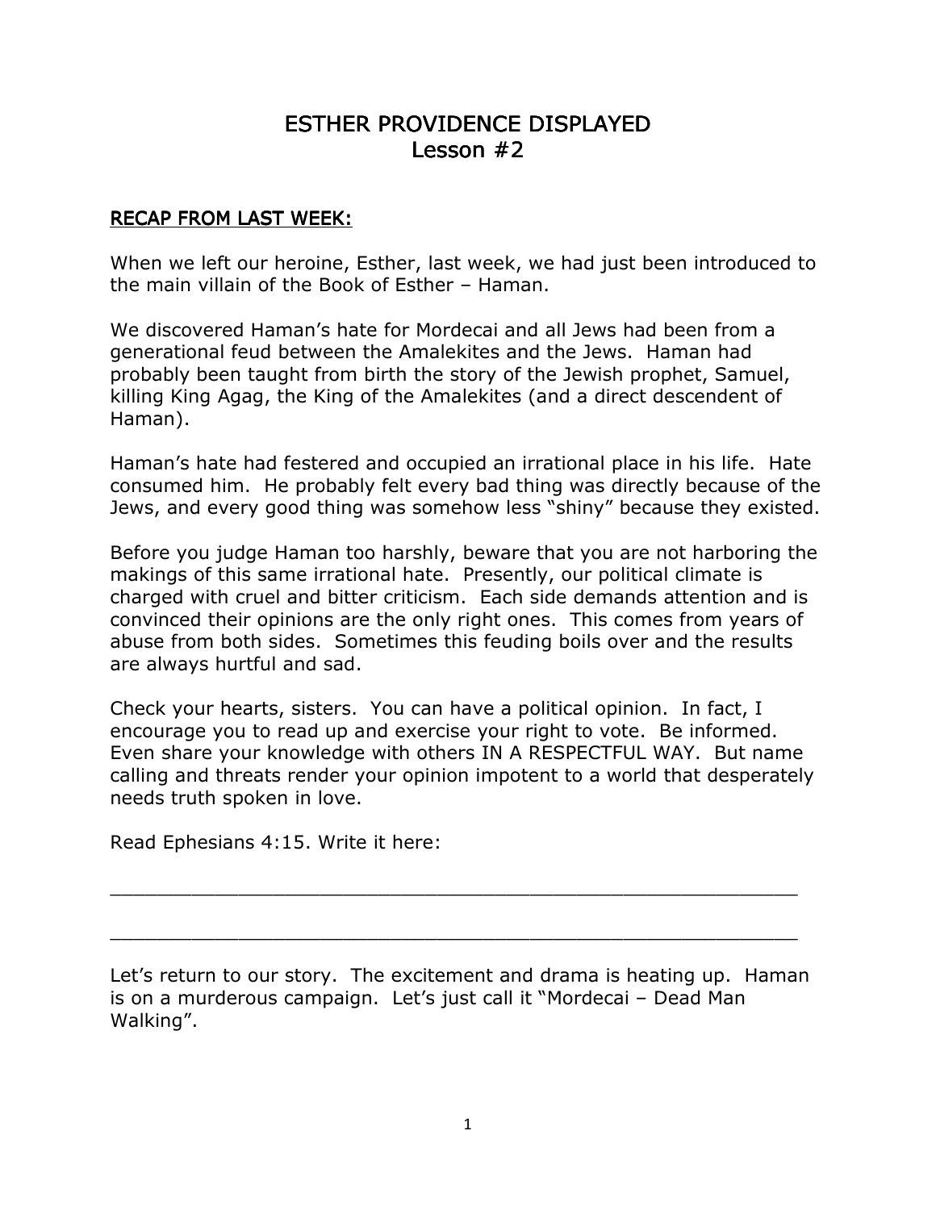# ESTHER PROVIDENCE DISPLAYED
## Lesson #2

**RECAP FROM LAST WEEK:**

When we left our heroine, Esther, last week, we had just been introduced to the main villain of the Book of Esther – Haman.

We discovered Haman's hate for Mordecai and all Jews had been from a generational feud between the Amalekites and the Jews. Haman had probably been taught from birth the story of the Jewish prophet, Samuel, killing King Agag, the King of the Amalekites (and a direct descendent of Haman).

Haman's hate had festered and occupied an irrational place in his life. Hate consumed him. He probably felt every bad thing was directly because of the Jews, and every good thing was somehow less "shiny" because they existed.

Before you judge Haman too harshly, beware that you are not harboring the makings of this same irrational hate. Presently, our political climate is charged with cruel and bitter criticism. Each side demands attention and is convinced their opinions are the only right ones. This comes from years of abuse from both sides. Sometimes this feuding boils over and the results are always hurtful and sad.

Check your hearts, sisters. You can have a political opinion. In fact, I encourage you to read up and exercise your right to vote. Be informed. Even share your knowledge with others IN A RESPECTFUL WAY. But name calling and threats render your opinion impotent to a world that desperately needs truth spoken in love.

Read Ephesians 4:15. Write it here:

_____________________________________________________________

_____________________________________________________________

Let's return to our story. The excitement and drama is heating up. Haman is on a murderous campaign. Let's just call it "Mordecai – Dead Man Walking".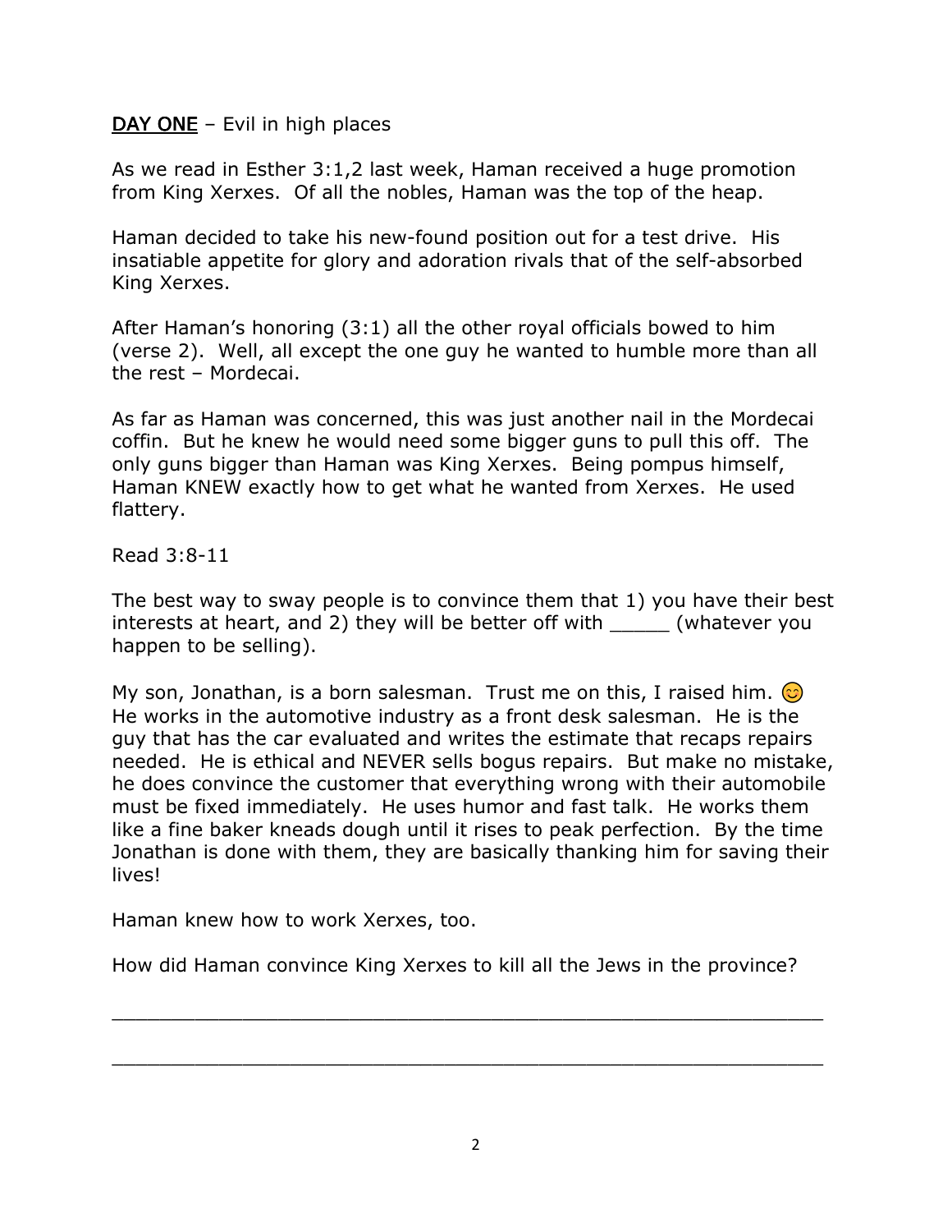**<u>DAY ONE</u>** – Evil in high places

As we read in Esther 3:1,2 last week, Haman received a huge promotion from King Xerxes. Of all the nobles, Haman was the top of the heap.

Haman decided to take his new-found position out for a test drive. His insatiable appetite for glory and adoration rivals that of the self-absorbed King Xerxes.

After Haman's honoring (3:1) all the other royal officials bowed to him (verse 2). Well, all except the one guy he wanted to humble more than all the rest – Mordecai.

As far as Haman was concerned, this was just another nail in the Mordecai coffin. But he knew he would need some bigger guns to pull this off. The only guns bigger than Haman was King Xerxes. Being pompus himself, Haman KNEW exactly how to get what he wanted from Xerxes. He used flattery.

Read 3:8-11

The best way to sway people is to convince them that 1) you have their best interests at heart, and 2) they will be better off with _____ (whatever you happen to be selling).

My son, Jonathan, is a born salesman. Trust me on this, I raised him. 😊 He works in the automotive industry as a front desk salesman. He is the guy that has the car evaluated and writes the estimate that recaps repairs needed. He is ethical and NEVER sells bogus repairs. But make no mistake, he does convince the customer that everything wrong with their automobile must be fixed immediately. He uses humor and fast talk. He works them like a fine baker kneads dough until it rises to peak perfection. By the time Jonathan is done with them, they are basically thanking him for saving their lives!

Haman knew how to work Xerxes, too.

How did Haman convince King Xerxes to kill all the Jews in the province?

\_\_\_\_\_\_\_\_\_\_\_\_\_\_\_\_\_\_\_\_\_\_\_\_\_\_\_\_\_\_\_\_\_\_\_\_\_\_\_\_\_\_\_\_\_\_\_\_\_\_\_\_\_\_\_\_\_\_

\_\_\_\_\_\_\_\_\_\_\_\_\_\_\_\_\_\_\_\_\_\_\_\_\_\_\_\_\_\_\_\_\_\_\_\_\_\_\_\_\_\_\_\_\_\_\_\_\_\_\_\_\_\_\_\_\_\_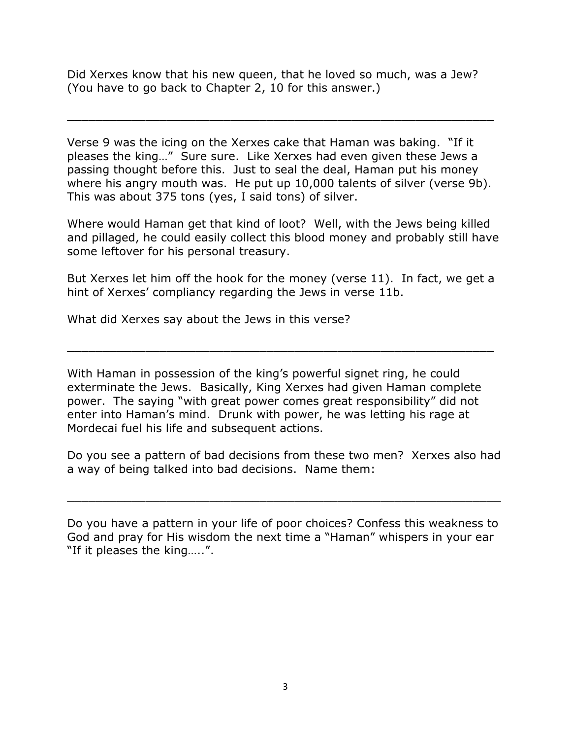Did Xerxes know that his new queen, that he loved so much, was a Jew? (You have to go back to Chapter 2, 10 for this answer.)

\_\_\_\_\_\_\_\_\_\_\_\_\_\_\_\_\_\_\_\_\_\_\_\_\_\_\_\_\_\_\_\_\_\_\_\_\_\_\_\_\_\_\_\_\_\_\_\_\_\_\_\_\_\_\_\_\_\_\_\_

Verse 9 was the icing on the Xerxes cake that Haman was baking. "If it pleases the king…" Sure sure. Like Xerxes had even given these Jews a passing thought before this. Just to seal the deal, Haman put his money where his angry mouth was. He put up 10,000 talents of silver (verse 9b). This was about 375 tons (yes, I said tons) of silver.

Where would Haman get that kind of loot? Well, with the Jews being killed and pillaged, he could easily collect this blood money and probably still have some leftover for his personal treasury.

But Xerxes let him off the hook for the money (verse 11). In fact, we get a hint of Xerxes' compliancy regarding the Jews in verse 11b.

What did Xerxes say about the Jews in this verse?

\_\_\_\_\_\_\_\_\_\_\_\_\_\_\_\_\_\_\_\_\_\_\_\_\_\_\_\_\_\_\_\_\_\_\_\_\_\_\_\_\_\_\_\_\_\_\_\_\_\_\_\_\_\_\_\_\_\_\_\_

With Haman in possession of the king's powerful signet ring, he could exterminate the Jews. Basically, King Xerxes had given Haman complete power. The saying "with great power comes great responsibility" did not enter into Haman's mind. Drunk with power, he was letting his rage at Mordecai fuel his life and subsequent actions.

Do you see a pattern of bad decisions from these two men? Xerxes also had a way of being talked into bad decisions. Name them:

\_\_\_\_\_\_\_\_\_\_\_\_\_\_\_\_\_\_\_\_\_\_\_\_\_\_\_\_\_\_\_\_\_\_\_\_\_\_\_\_\_\_\_\_\_\_\_\_\_\_\_\_\_\_\_\_\_\_\_\_

Do you have a pattern in your life of poor choices? Confess this weakness to God and pray for His wisdom the next time a "Haman" whispers in your ear "If it pleases the king…..".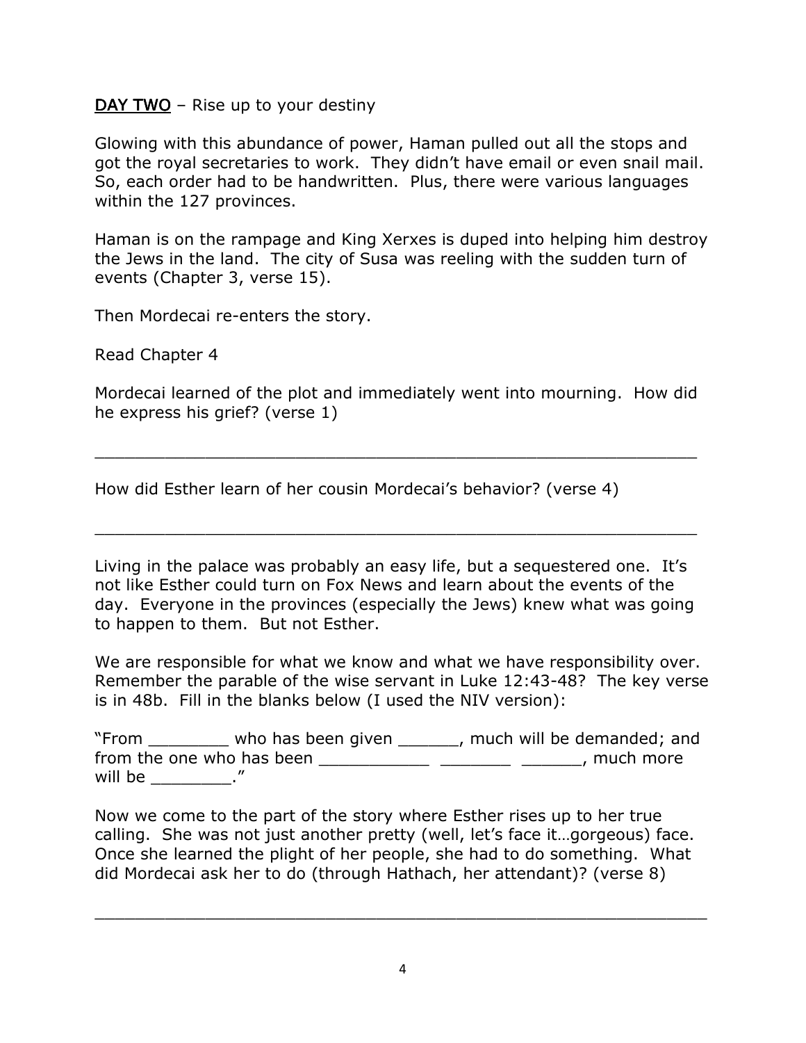<u>**DAY TWO**</u> – Rise up to your destiny

Glowing with this abundance of power, Haman pulled out all the stops and got the royal secretaries to work. They didn't have email or even snail mail. So, each order had to be handwritten. Plus, there were various languages within the 127 provinces.

Haman is on the rampage and King Xerxes is duped into helping him destroy the Jews in the land. The city of Susa was reeling with the sudden turn of events (Chapter 3, verse 15).

Then Mordecai re-enters the story.

Read Chapter 4

Mordecai learned of the plot and immediately went into mourning. How did he express his grief? (verse 1)

_____________________________________________________________

How did Esther learn of her cousin Mordecai's behavior? (verse 4)

_____________________________________________________________

Living in the palace was probably an easy life, but a sequestered one. It's not like Esther could turn on Fox News and learn about the events of the day. Everyone in the provinces (especially the Jews) knew what was going to happen to them. But not Esther.

We are responsible for what we know and what we have responsibility over. Remember the parable of the wise servant in Luke 12:43-48? The key verse is in 48b. Fill in the blanks below (I used the NIV version):

"From ________ who has been given ______, much will be demanded; and from the one who has been ___________ _______ ______, much more will be ________."

Now we come to the part of the story where Esther rises up to her true calling. She was not just another pretty (well, let's face it…gorgeous) face. Once she learned the plight of her people, she had to do something. What did Mordecai ask her to do (through Hathach, her attendant)? (verse 8)

_____________________________________________________________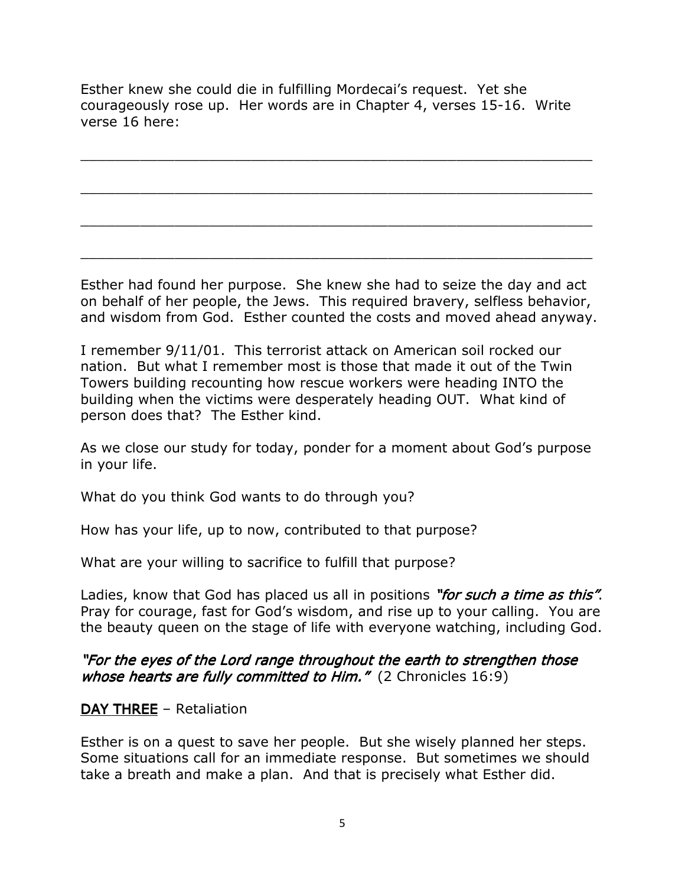Esther knew she could die in fulfilling Mordecai's request. Yet she courageously rose up. Her words are in Chapter 4, verses 15-16. Write verse 16 here:

\_\_\_\_\_\_\_\_\_\_\_\_\_\_\_\_\_\_\_\_\_\_\_\_\_\_\_\_\_\_\_\_\_\_\_\_\_\_\_\_\_\_\_\_\_\_\_\_\_\_\_\_\_\_\_\_\_\_\_\_

\_\_\_\_\_\_\_\_\_\_\_\_\_\_\_\_\_\_\_\_\_\_\_\_\_\_\_\_\_\_\_\_\_\_\_\_\_\_\_\_\_\_\_\_\_\_\_\_\_\_\_\_\_\_\_\_\_\_\_\_

\_\_\_\_\_\_\_\_\_\_\_\_\_\_\_\_\_\_\_\_\_\_\_\_\_\_\_\_\_\_\_\_\_\_\_\_\_\_\_\_\_\_\_\_\_\_\_\_\_\_\_\_\_\_\_\_\_\_\_\_

\_\_\_\_\_\_\_\_\_\_\_\_\_\_\_\_\_\_\_\_\_\_\_\_\_\_\_\_\_\_\_\_\_\_\_\_\_\_\_\_\_\_\_\_\_\_\_\_\_\_\_\_\_\_\_\_\_\_\_\_

Esther had found her purpose. She knew she had to seize the day and act on behalf of her people, the Jews. This required bravery, selfless behavior, and wisdom from God. Esther counted the costs and moved ahead anyway.

I remember 9/11/01. This terrorist attack on American soil rocked our nation. But what I remember most is those that made it out of the Twin Towers building recounting how rescue workers were heading INTO the building when the victims were desperately heading OUT. What kind of person does that? The Esther kind.

As we close our study for today, ponder for a moment about God's purpose in your life.

What do you think God wants to do through you?

How has your life, up to now, contributed to that purpose?

What are your willing to sacrifice to fulfill that purpose?

Ladies, know that God has placed us all in positions *"for such a time as this"*. Pray for courage, fast for God's wisdom, and rise up to your calling. You are the beauty queen on the stage of life with everyone watching, including God.

*"For the eyes of the Lord range throughout the earth to strengthen those whose hearts are fully committed to Him."* (2 Chronicles 16:9)

**DAY THREE** – Retaliation

Esther is on a quest to save her people. But she wisely planned her steps. Some situations call for an immediate response. But sometimes we should take a breath and make a plan. And that is precisely what Esther did.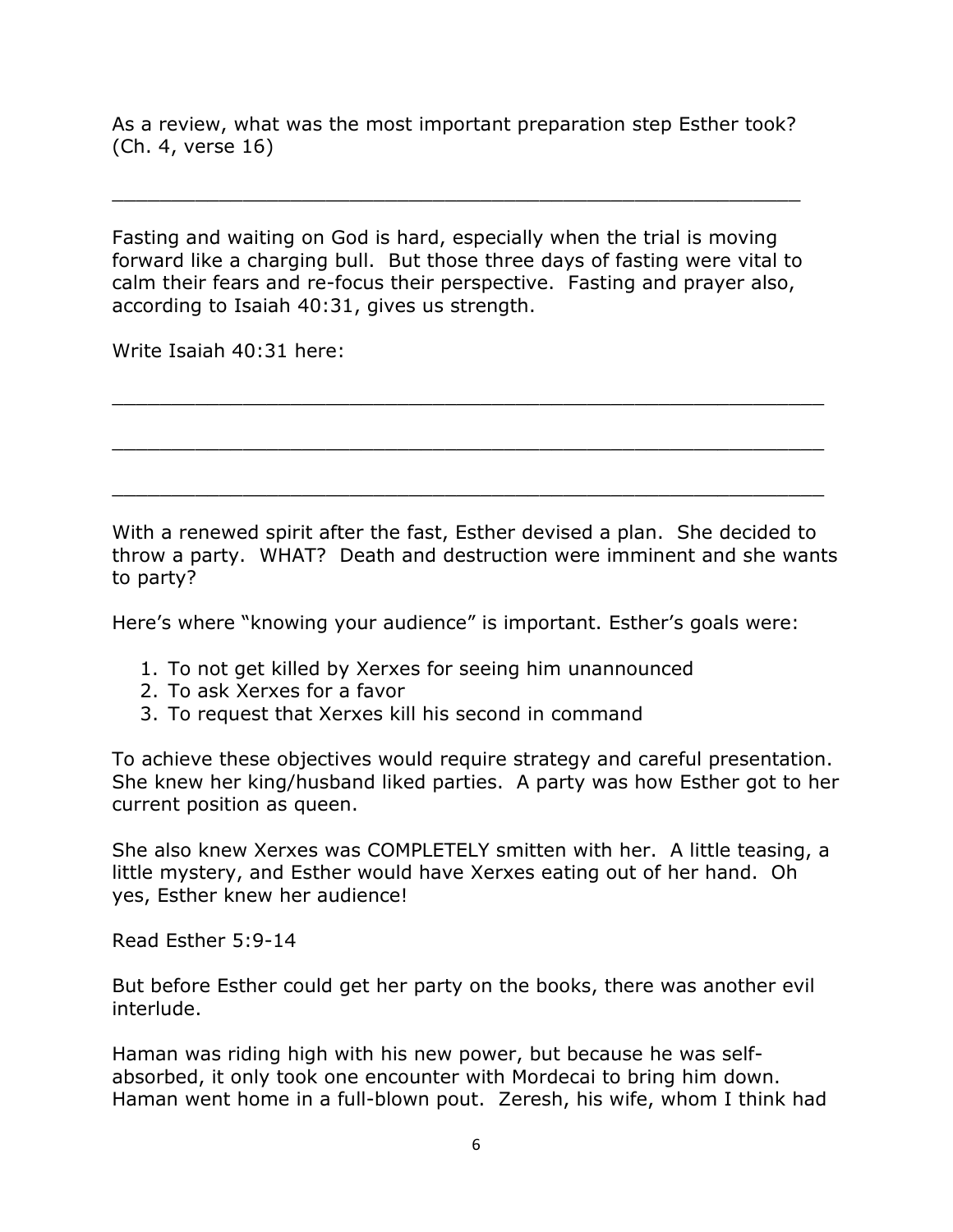As a review, what was the most important preparation step Esther took? (Ch. 4, verse 16)

_____________________________________________________________

Fasting and waiting on God is hard, especially when the trial is moving forward like a charging bull. But those three days of fasting were vital to calm their fears and re-focus their perspective. Fasting and prayer also, according to Isaiah 40:31, gives us strength.

Write Isaiah 40:31 here:

_______________________________________________________________

_______________________________________________________________

_______________________________________________________________

With a renewed spirit after the fast, Esther devised a plan. She decided to throw a party. WHAT? Death and destruction were imminent and she wants to party?

Here's where "knowing your audience" is important. Esther's goals were:

1. To not get killed by Xerxes for seeing him unannounced
2. To ask Xerxes for a favor
3. To request that Xerxes kill his second in command

To achieve these objectives would require strategy and careful presentation. She knew her king/husband liked parties. A party was how Esther got to her current position as queen.

She also knew Xerxes was COMPLETELY smitten with her. A little teasing, a little mystery, and Esther would have Xerxes eating out of her hand. Oh yes, Esther knew her audience!

Read Esther 5:9-14

But before Esther could get her party on the books, there was another evil interlude.

Haman was riding high with his new power, but because he was self-absorbed, it only took one encounter with Mordecai to bring him down. Haman went home in a full-blown pout. Zeresh, his wife, whom I think had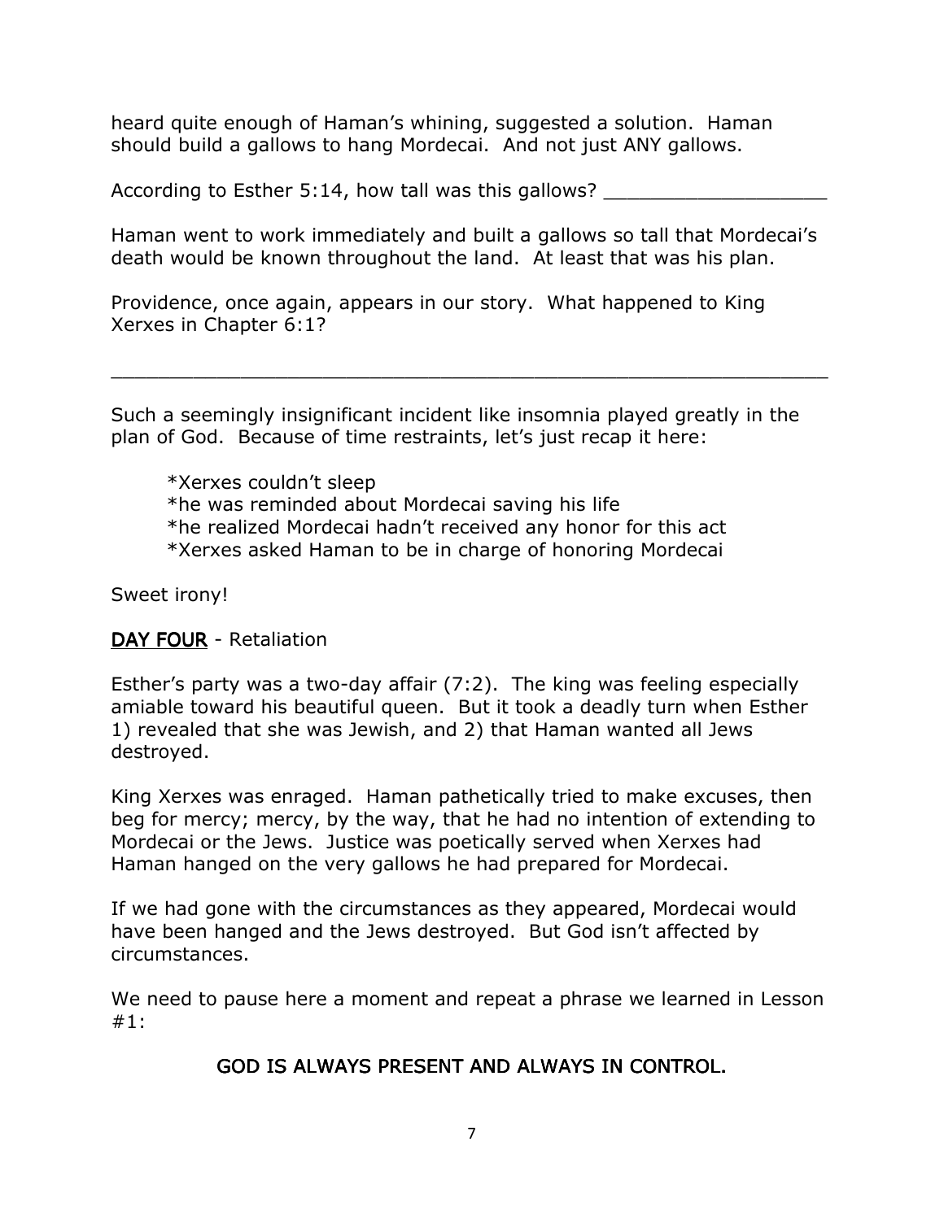heard quite enough of Haman's whining, suggested a solution. Haman should build a gallows to hang Mordecai. And not just ANY gallows.

According to Esther 5:14, how tall was this gallows? ___________________

Haman went to work immediately and built a gallows so tall that Mordecai's death would be known throughout the land. At least that was his plan.

Providence, once again, appears in our story. What happened to King Xerxes in Chapter 6:1?

_____________________________________________________________

Such a seemingly insignificant incident like insomnia played greatly in the plan of God. Because of time restraints, let's just recap it here:

*Xerxes couldn't sleep
*he was reminded about Mordecai saving his life
*he realized Mordecai hadn't received any honor for this act
*Xerxes asked Haman to be in charge of honoring Mordecai

Sweet irony!

<u>DAY FOUR</u> - Retaliation

Esther's party was a two-day affair (7:2). The king was feeling especially amiable toward his beautiful queen. But it took a deadly turn when Esther 1) revealed that she was Jewish, and 2) that Haman wanted all Jews destroyed.

King Xerxes was enraged. Haman pathetically tried to make excuses, then beg for mercy; mercy, by the way, that he had no intention of extending to Mordecai or the Jews. Justice was poetically served when Xerxes had Haman hanged on the very gallows he had prepared for Mordecai.

If we had gone with the circumstances as they appeared, Mordecai would have been hanged and the Jews destroyed. But God isn't affected by circumstances.

We need to pause here a moment and repeat a phrase we learned in Lesson #1:

GOD IS ALWAYS PRESENT AND ALWAYS IN CONTROL.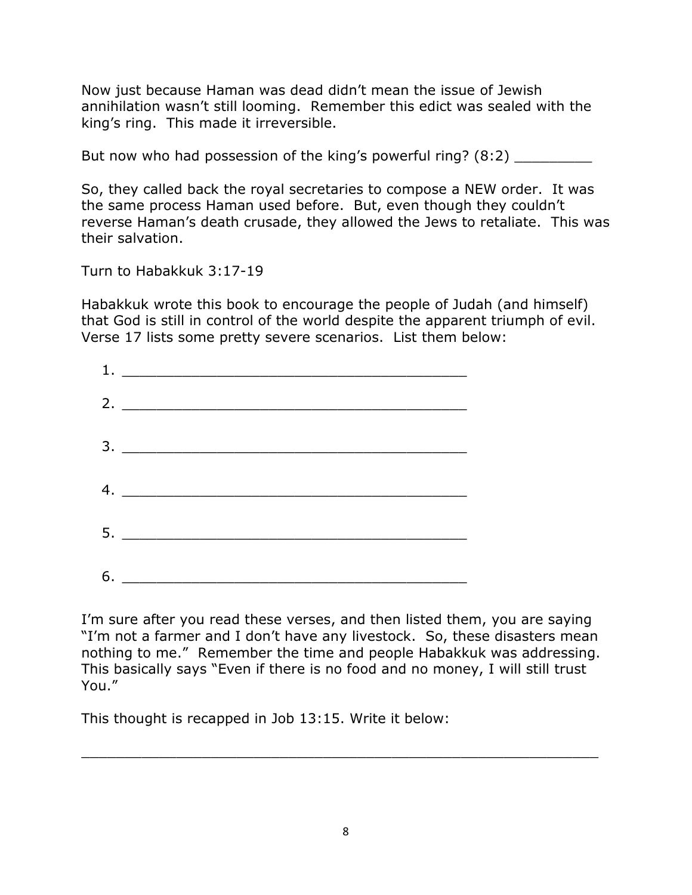Now just because Haman was dead didn't mean the issue of Jewish annihilation wasn't still looming. Remember this edict was sealed with the king's ring. This made it irreversible.

But now who had possession of the king's powerful ring? (8:2) _________

So, they called back the royal secretaries to compose a NEW order. It was the same process Haman used before. But, even though they couldn't reverse Haman's death crusade, they allowed the Jews to retaliate. This was their salvation.

Turn to Habakkuk 3:17-19

Habakkuk wrote this book to encourage the people of Judah (and himself) that God is still in control of the world despite the apparent triumph of evil. Verse 17 lists some pretty severe scenarios. List them below:

1. ________________________________________

2. ________________________________________

3. ________________________________________

4. ________________________________________

5. ________________________________________

6. ________________________________________

I'm sure after you read these verses, and then listed them, you are saying "I'm not a farmer and I don't have any livestock. So, these disasters mean nothing to me." Remember the time and people Habakkuk was addressing. This basically says "Even if there is no food and no money, I will still trust You."

This thought is recapped in Job 13:15. Write it below:

____________________________________________________________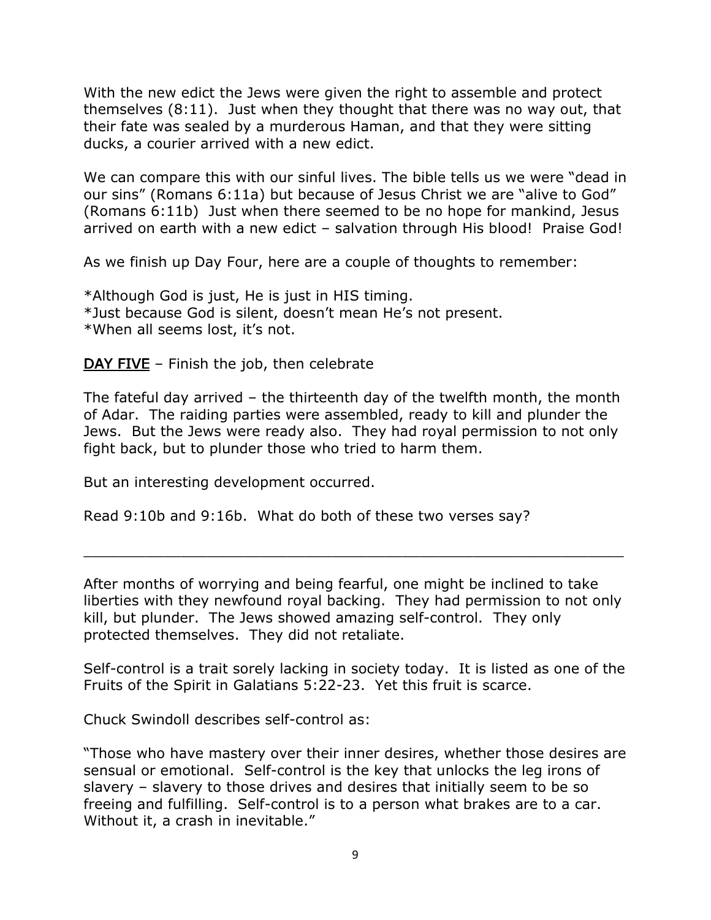With the new edict the Jews were given the right to assemble and protect themselves (8:11). Just when they thought that there was no way out, that their fate was sealed by a murderous Haman, and that they were sitting ducks, a courier arrived with a new edict.

We can compare this with our sinful lives. The bible tells us we were "dead in our sins" (Romans 6:11a) but because of Jesus Christ we are "alive to God" (Romans 6:11b) Just when there seemed to be no hope for mankind, Jesus arrived on earth with a new edict – salvation through His blood! Praise God!

As we finish up Day Four, here are a couple of thoughts to remember:

*Although God is just, He is just in HIS timing.
*Just because God is silent, doesn't mean He's not present.
*When all seems lost, it's not.

<u>DAY FIVE</u> – Finish the job, then celebrate

The fateful day arrived – the thirteenth day of the twelfth month, the month of Adar. The raiding parties were assembled, ready to kill and plunder the Jews. But the Jews were ready also. They had royal permission to not only fight back, but to plunder those who tried to harm them.

But an interesting development occurred.

Read 9:10b and 9:16b. What do both of these two verses say?

_______________________________________________________________

After months of worrying and being fearful, one might be inclined to take liberties with they newfound royal backing. They had permission to not only kill, but plunder. The Jews showed amazing self-control. They only protected themselves. They did not retaliate.

Self-control is a trait sorely lacking in society today. It is listed as one of the Fruits of the Spirit in Galatians 5:22-23. Yet this fruit is scarce.

Chuck Swindoll describes self-control as:

"Those who have mastery over their inner desires, whether those desires are sensual or emotional. Self-control is the key that unlocks the leg irons of slavery – slavery to those drives and desires that initially seem to be so freeing and fulfilling. Self-control is to a person what brakes are to a car. Without it, a crash in inevitable."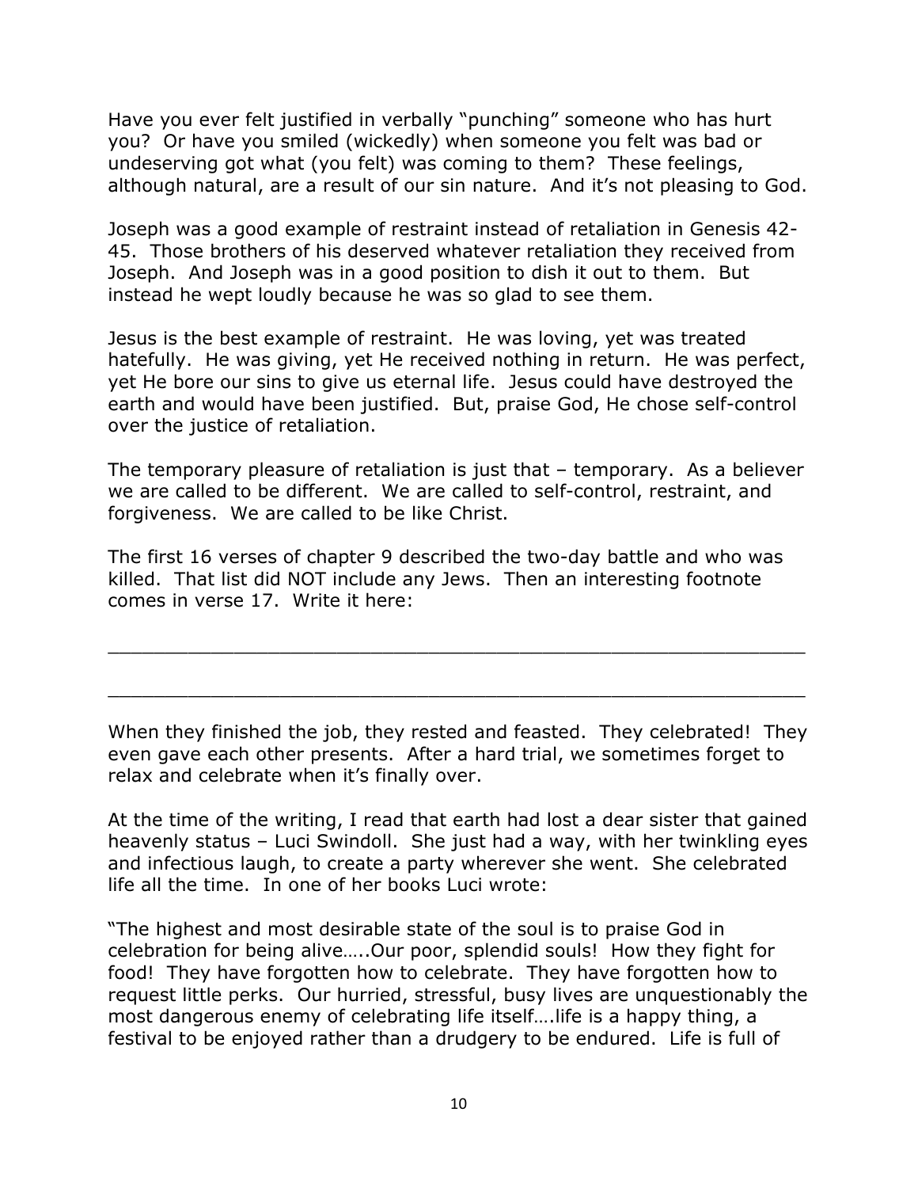Have you ever felt justified in verbally "punching" someone who has hurt you? Or have you smiled (wickedly) when someone you felt was bad or undeserving got what (you felt) was coming to them? These feelings, although natural, are a result of our sin nature. And it's not pleasing to God.

Joseph was a good example of restraint instead of retaliation in Genesis 42-45. Those brothers of his deserved whatever retaliation they received from Joseph. And Joseph was in a good position to dish it out to them. But instead he wept loudly because he was so glad to see them.

Jesus is the best example of restraint. He was loving, yet was treated hatefully. He was giving, yet He received nothing in return. He was perfect, yet He bore our sins to give us eternal life. Jesus could have destroyed the earth and would have been justified. But, praise God, He chose self-control over the justice of retaliation.

The temporary pleasure of retaliation is just that – temporary. As a believer we are called to be different. We are called to self-control, restraint, and forgiveness. We are called to be like Christ.

The first 16 verses of chapter 9 described the two-day battle and who was killed. That list did NOT include any Jews. Then an interesting footnote comes in verse 17. Write it here:

\_\_\_\_\_\_\_\_\_\_\_\_\_\_\_\_\_\_\_\_\_\_\_\_\_\_\_\_\_\_\_\_\_\_\_\_\_\_\_\_\_\_\_\_\_\_\_\_\_\_\_\_\_\_\_\_\_\_\_\_

\_\_\_\_\_\_\_\_\_\_\_\_\_\_\_\_\_\_\_\_\_\_\_\_\_\_\_\_\_\_\_\_\_\_\_\_\_\_\_\_\_\_\_\_\_\_\_\_\_\_\_\_\_\_\_\_\_\_\_\_

When they finished the job, they rested and feasted. They celebrated! They even gave each other presents. After a hard trial, we sometimes forget to relax and celebrate when it's finally over.

At the time of the writing, I read that earth had lost a dear sister that gained heavenly status – Luci Swindoll. She just had a way, with her twinkling eyes and infectious laugh, to create a party wherever she went. She celebrated life all the time. In one of her books Luci wrote:

"The highest and most desirable state of the soul is to praise God in celebration for being alive…..Our poor, splendid souls! How they fight for food! They have forgotten how to celebrate. They have forgotten how to request little perks. Our hurried, stressful, busy lives are unquestionably the most dangerous enemy of celebrating life itself….life is a happy thing, a festival to be enjoyed rather than a drudgery to be endured. Life is full of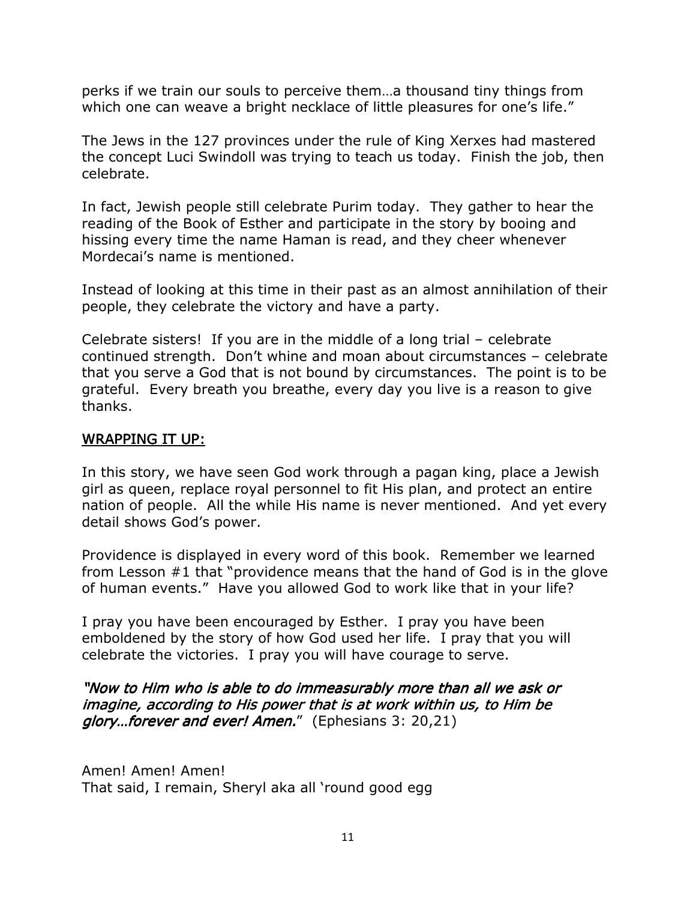perks if we train our souls to perceive them…a thousand tiny things from which one can weave a bright necklace of little pleasures for one's life."

The Jews in the 127 provinces under the rule of King Xerxes had mastered the concept Luci Swindoll was trying to teach us today. Finish the job, then celebrate.

In fact, Jewish people still celebrate Purim today. They gather to hear the reading of the Book of Esther and participate in the story by booing and hissing every time the name Haman is read, and they cheer whenever Mordecai's name is mentioned.

Instead of looking at this time in their past as an almost annihilation of their people, they celebrate the victory and have a party.

Celebrate sisters! If you are in the middle of a long trial – celebrate continued strength. Don't whine and moan about circumstances – celebrate that you serve a God that is not bound by circumstances. The point is to be grateful. Every breath you breathe, every day you live is a reason to give thanks.

## WRAPPING IT UP:

In this story, we have seen God work through a pagan king, place a Jewish girl as queen, replace royal personnel to fit His plan, and protect an entire nation of people. All the while His name is never mentioned. And yet every detail shows God's power.

Providence is displayed in every word of this book. Remember we learned from Lesson #1 that "providence means that the hand of God is in the glove of human events." Have you allowed God to work like that in your life?

I pray you have been encouraged by Esther. I pray you have been emboldened by the story of how God used her life. I pray that you will celebrate the victories. I pray you will have courage to serve.

***"Now to Him who is able to do immeasurably more than all we ask or imagine, according to His power that is at work within us, to Him be glory…forever and ever! Amen."*** (Ephesians 3: 20,21)

Amen! Amen! Amen!
That said, I remain, Sheryl aka all 'round good egg